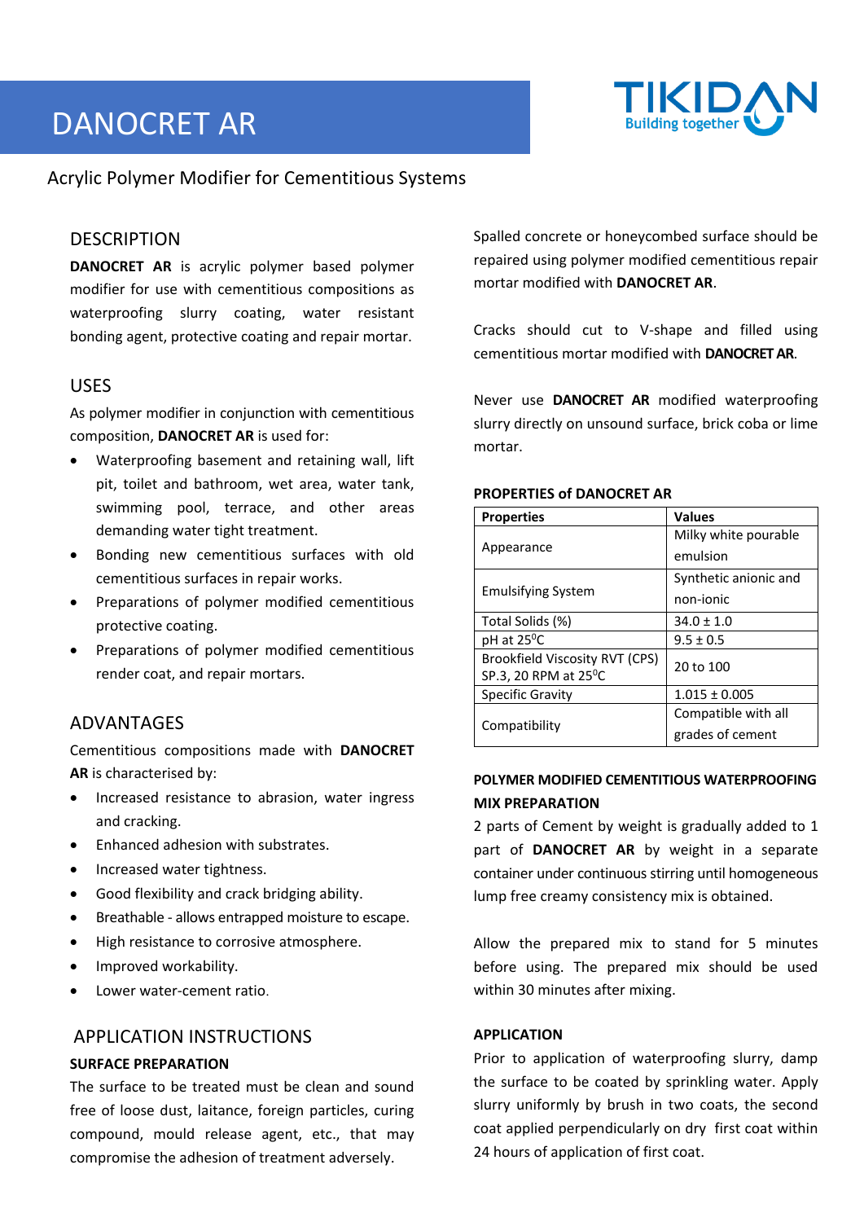# DANOCRET AR

Acrylic Polymer Modifier for Cementitious Systems

## DESCRIPTION

**DANOCRET AR** is acrylic polymer based polymer modifier for use with cementitious compositions as waterproofing slurry coating, water resistant bonding agent, protective coating and repair mortar.

## USES

As polymer modifier in conjunction with cementitious composition, **DANOCRET AR** is used for:

- Waterproofing basement and retaining wall, lift pit, toilet and bathroom, wet area, water tank, swimming pool, terrace, and other areas demanding water tight treatment.
- Bonding new cementitious surfaces with old cementitious surfaces in repair works.
- Preparations of polymer modified cementitious protective coating.
- Preparations of polymer modified cementitious render coat, and repair mortars.

## ADVANTAGES

Cementitious compositions made with **DANOCRET AR** is characterised by:

- Increased resistance to abrasion, water ingress and cracking.
- Enhanced adhesion with substrates.
- Increased water tightness.
- Good flexibility and crack bridging ability.
- Breathable - allows entrapped moisture to escape.
- High resistance to corrosive atmosphere.
- Improved workability.
- Lower water-cement ratio.

## APPLICATION INSTRUCTIONS

### SURFACE PREPARATION

The surface to be treated must be clean and sound free of loose dust, laitance, foreign particles, curing compound, mould release agent, etc., that may compromise the adhesion of treatment adversely.

Spalled concrete or honeycombed surface should be repaired using polymer modified cementitious repair mortar modified with **DANOCRET AR**.

Cracks should cut to V-shape and filled using cementitious mortar modified with **DANOCRET AR**.

Never use **DANOCRET AR** modified waterproofing slurry directly on unsound surface, brick coba or lime mortar.

### PROPERTIES of DANOCRET AR

| Properties | Values |
|---|---|
| Appearance | Milky white pourable emulsion |
| Emulsifying System | Synthetic anionic and non-ionic |
| Total Solids (%) | 34.0 ± 1.0 |
| pH at 25$^0$C | 9.5 ± 0.5 |
| Brookfield Viscosity RVT (CPS) SP.3, 20 RPM at 25$^0$C | 20 to 100 |
| Specific Gravity | 1.015 ± 0.005 |
| Compatibility | Compatible with all grades of cement |

### POLYMER MODIFIED CEMENTITIOUS WATERPROOFING MIX PREPARATION

2 parts of Cement by weight is gradually added to 1 part of **DANOCRET AR** by weight in a separate container under continuous stirring until homogeneous lump free creamy consistency mix is obtained.

Allow the prepared mix to stand for 5 minutes before using. The prepared mix should be used within 30 minutes after mixing.

### APPLICATION

Prior to application of waterproofing slurry, damp the surface to be coated by sprinkling water. Apply slurry uniformly by brush in two coats, the second coat applied perpendicularly on dry first coat within 24 hours of application of first coat.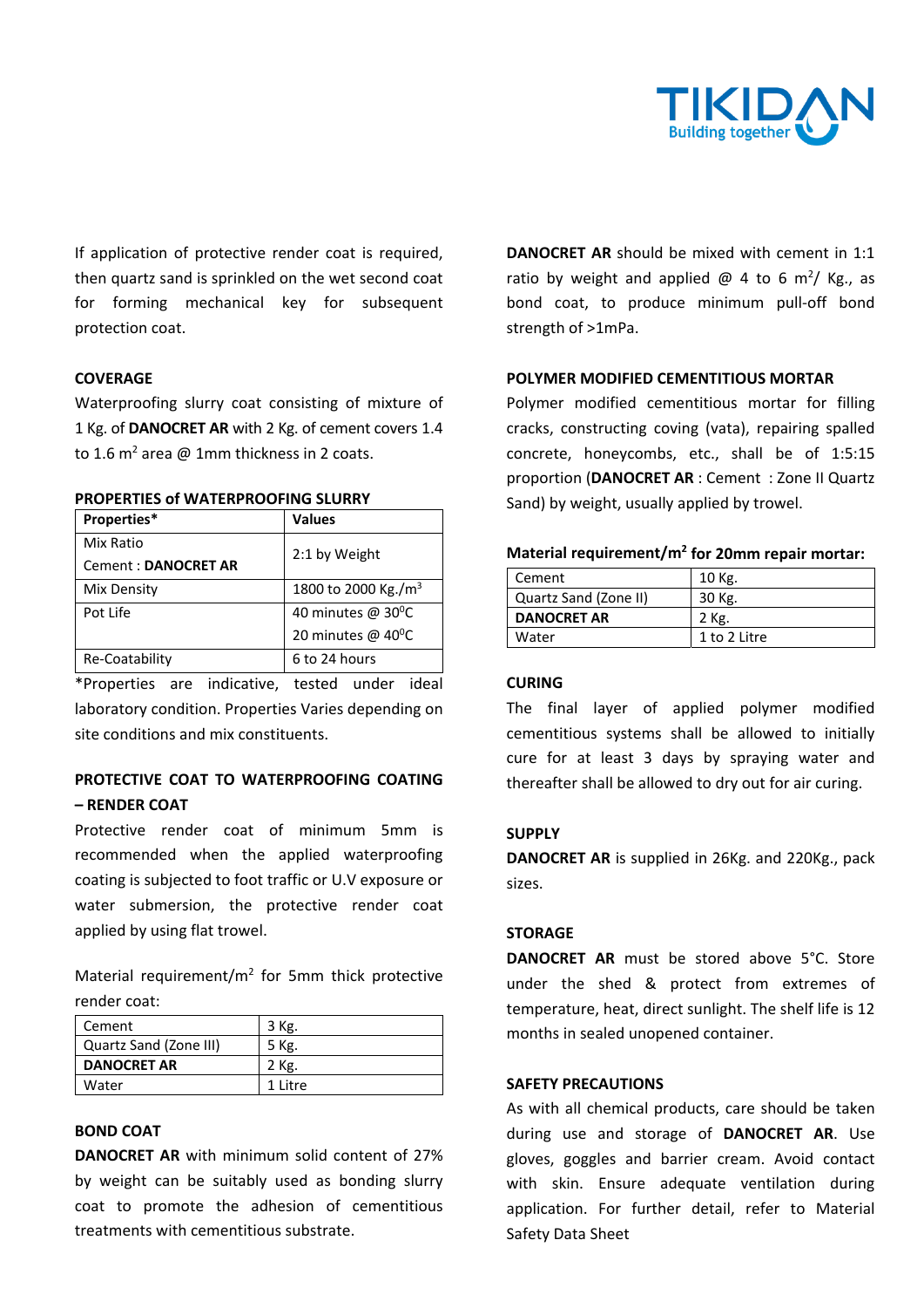If application of protective render coat is required, then quartz sand is sprinkled on the wet second coat for forming mechanical key for subsequent protection coat.

## COVERAGE

Waterproofing slurry coat consisting of mixture of 1 Kg. of **DANOCRET AR** with 2 Kg. of cement covers 1.4 to 1.6 $m^2$ area @ 1mm thickness in 2 coats.

## PROPERTIES of WATERPROOFING SLURRY

| Properties* | Values |
|---|---|
| Mix Ratio<br>Cement : **DANOCRET AR** | 2:1 by Weight |
| Mix Density | 1800 to 2000 Kg./$m^3$ |
| Pot Life | 40 minutes @ $30^0$C<br>20 minutes @ $40^0$C |
| Re-Coatability | 6 to 24 hours |

*Properties are indicative, tested under ideal laboratory condition. Properties Varies depending on site conditions and mix constituents.

## PROTECTIVE COAT TO WATERPROOFING COATING – RENDER COAT

Protective render coat of minimum 5mm is recommended when the applied waterproofing coating is subjected to foot traffic or U.V exposure or water submersion, the protective render coat applied by using flat trowel.

Material requirement/$m^2$ for 5mm thick protective render coat:

| Cement | 3 Kg. |
|---|---|
| Quartz Sand (Zone III) | 5 Kg. |
| **DANOCRET AR** | 2 Kg. |
| Water | 1 Litre |

## BOND COAT

**DANOCRET AR** with minimum solid content of 27% by weight can be suitably used as bonding slurry coat to promote the adhesion of cementitious treatments with cementitious substrate.

**DANOCRET AR** should be mixed with cement in 1:1 ratio by weight and applied @ 4 to 6 $m^2$/ Kg., as bond coat, to produce minimum pull-off bond strength of >1mPa.

## POLYMER MODIFIED CEMENTITIOUS MORTAR

Polymer modified cementitious mortar for filling cracks, constructing coving (vata), repairing spalled concrete, honeycombs, etc., shall be of 1:5:15 proportion (**DANOCRET AR** : Cement : Zone II Quartz Sand) by weight, usually applied by trowel.

**Material requirement/$m^2$ for 20mm repair mortar:**

| Cement | 10 Kg. |
|---|---|
| Quartz Sand (Zone II) | 30 Kg. |
| **DANOCRET AR** | 2 Kg. |
| Water | 1 to 2 Litre |

## CURING

The final layer of applied polymer modified cementitious systems shall be allowed to initially cure for at least 3 days by spraying water and thereafter shall be allowed to dry out for air curing.

## SUPPLY

**DANOCRET AR** is supplied in 26Kg. and 220Kg., pack sizes.

## STORAGE

**DANOCRET AR** must be stored above 5°C. Store under the shed & protect from extremes of temperature, heat, direct sunlight. The shelf life is 12 months in sealed unopened container.

## SAFETY PRECAUTIONS

As with all chemical products, care should be taken during use and storage of **DANOCRET AR**. Use gloves, goggles and barrier cream. Avoid contact with skin. Ensure adequate ventilation during application. For further detail, refer to Material Safety Data Sheet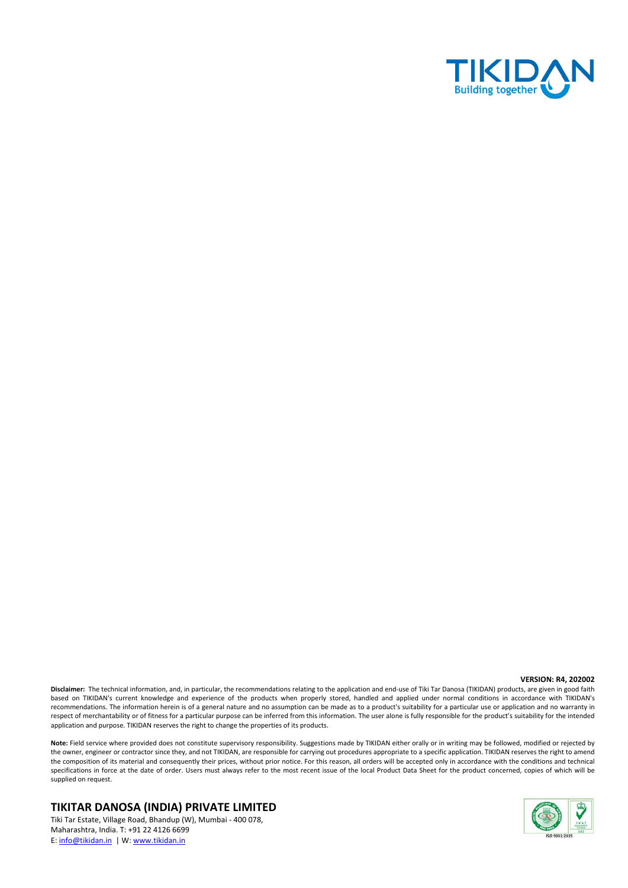**VERSION: R4, 202002**

**Disclaimer:** The technical information, and, in particular, the recommendations relating to the application and end-use of Tiki Tar Danosa (TIKIDAN) products, are given in good faith based on TIKIDAN's current knowledge and experience of the products when properly stored, handled and applied under normal conditions in accordance with TIKIDAN's recommendations. The information herein is of a general nature and no assumption can be made as to a product's suitability for a particular use or application and no warranty in respect of merchantability or of fitness for a particular purpose can be inferred from this information. The user alone is fully responsible for the product's suitability for the intended application and purpose. TIKIDAN reserves the right to change the properties of its products.

**Note:** Field service where provided does not constitute supervisory responsibility. Suggestions made by TIKIDAN either orally or in writing may be followed, modified or rejected by the owner, engineer or contractor since they, and not TIKIDAN, are responsible for carrying out procedures appropriate to a specific application. TIKIDAN reserves the right to amend the composition of its material and consequently their prices, without prior notice. For this reason, all orders will be accepted only in accordance with the conditions and technical specifications in force at the date of order. Users must always refer to the most recent issue of the local Product Data Sheet for the product concerned, copies of which will be supplied on request.

## TIKITAR DANOSA (INDIA) PRIVATE LIMITED

Tiki Tar Estate, Village Road, Bhandup (W), Mumbai - 400 078,
Maharashtra, India. T: +91 22 4126 6699
E: info@tikidan.in | W: www.tikidan.in

ISO 9001:2015